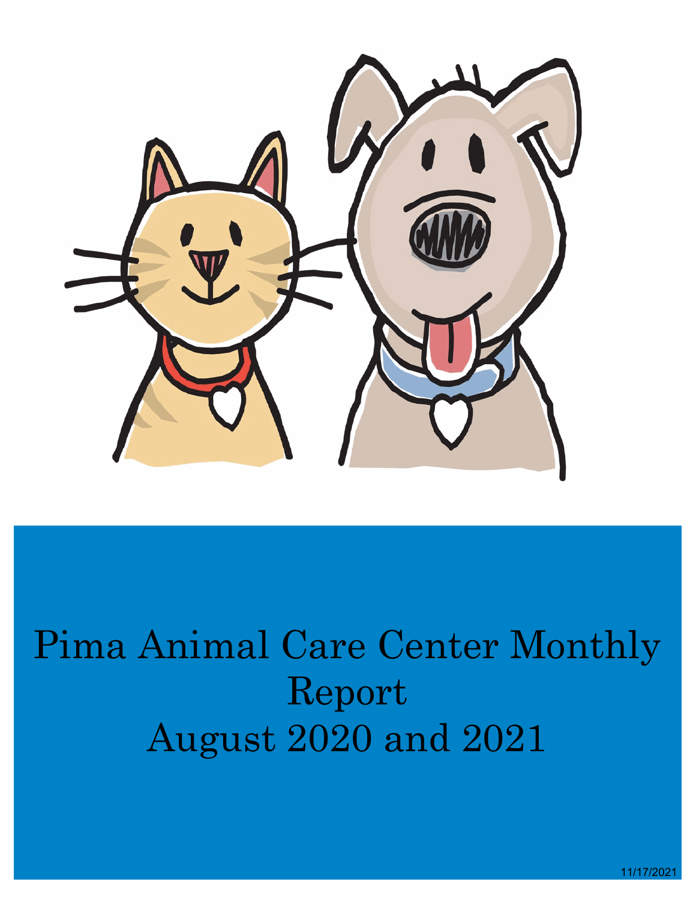# Pima Animal Care Center Monthly Report

# August 2020 and 2021

11/17/2021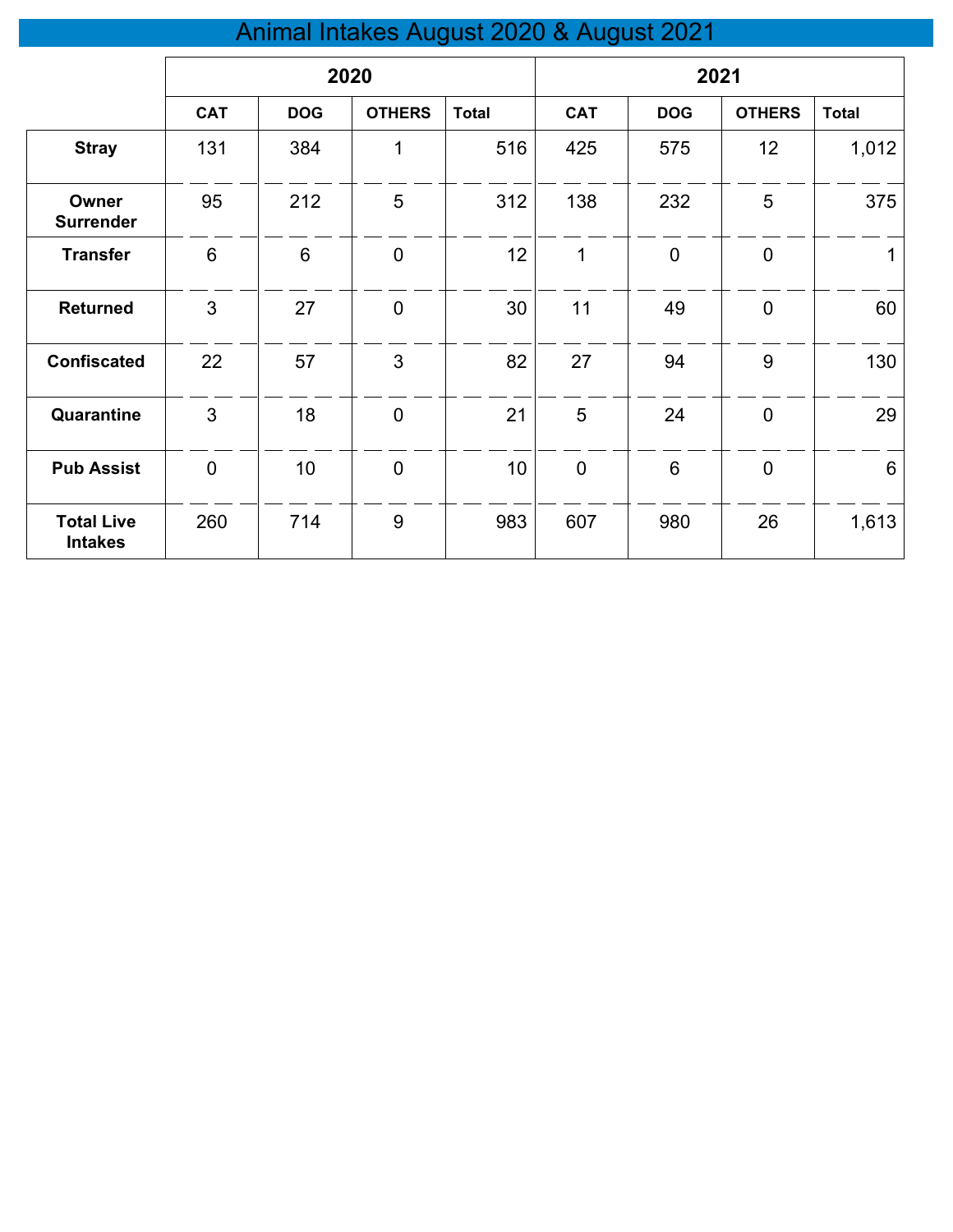# Animal Intakes August 2020 & August 2021

| | 2020 | | | | 2021 | | | |
|---|---|---|---|---|---|---|---|---|
| | CAT | DOG | OTHERS | Total | CAT | DOG | OTHERS | Total |
| **Stray** | 131 | 384 | 1 | 516 | 425 | 575 | 12 | 1,012 |
| **Owner Surrender** | 95 | 212 | 5 | 312 | 138 | 232 | 5 | 375 |
| **Transfer** | 6 | 6 | 0 | 12 | 1 | 0 | 0 | 1 |
| **Returned** | 3 | 27 | 0 | 30 | 11 | 49 | 0 | 60 |
| **Confiscated** | 22 | 57 | 3 | 82 | 27 | 94 | 9 | 130 |
| **Quarantine** | 3 | 18 | 0 | 21 | 5 | 24 | 0 | 29 |
| **Pub Assist** | 0 | 10 | 0 | 10 | 0 | 6 | 0 | 6 |
| **Total Live Intakes** | 260 | 714 | 9 | 983 | 607 | 980 | 26 | 1,613 |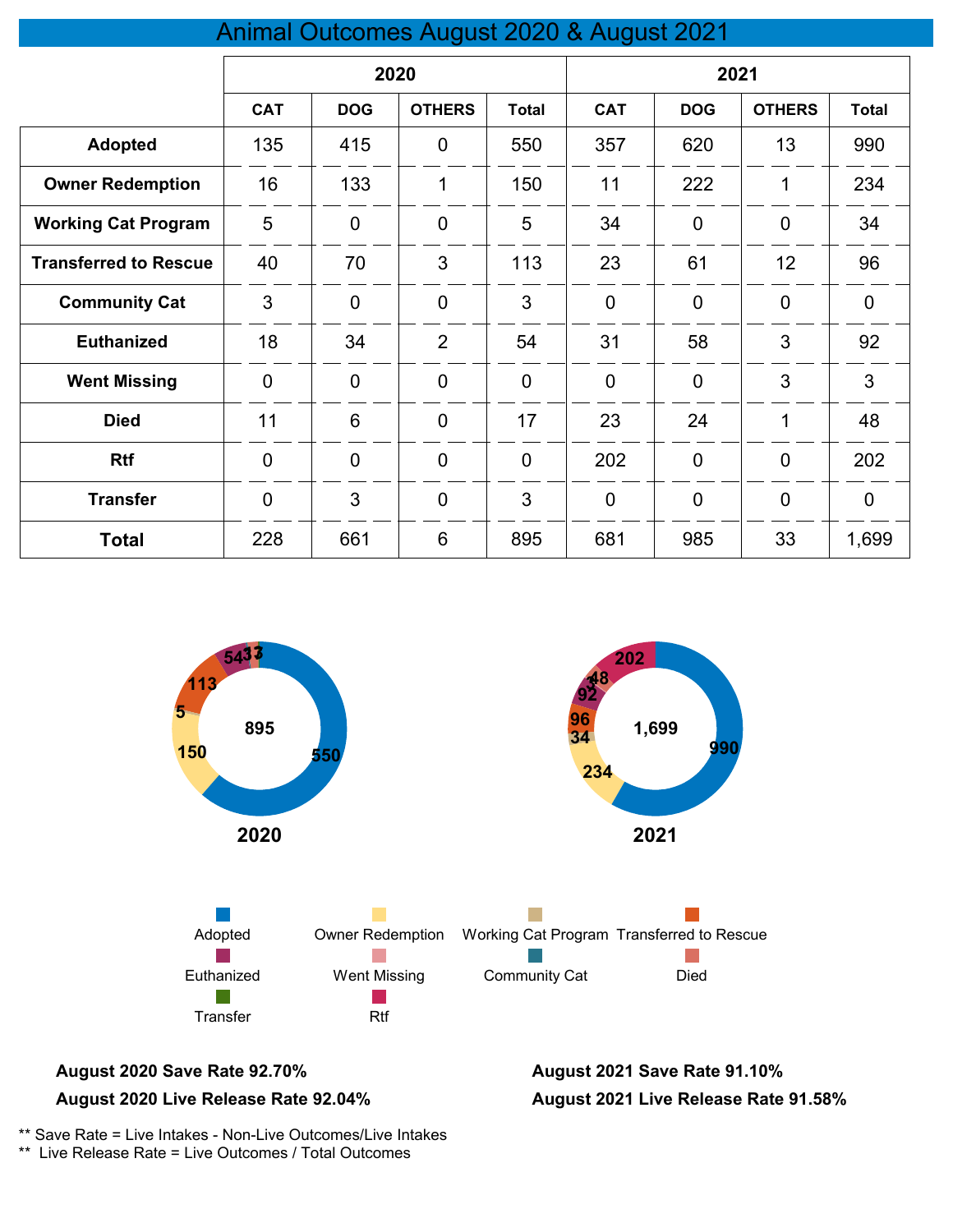# Animal Outcomes August 2020 & August 2021

| | 2020 | | | | 2021 | | | |
|---|---|---|---|---|---|---|---|---|
| | CAT | DOG | OTHERS | Total | CAT | DOG | OTHERS | Total |
| **Adopted** | 135 | 415 | 0 | 550 | 357 | 620 | 13 | 990 |
| **Owner Redemption** | 16 | 133 | 1 | 150 | 11 | 222 | 1 | 234 |
| **Working Cat Program** | 5 | 0 | 0 | 5 | 34 | 0 | 0 | 34 |
| **Transferred to Rescue** | 40 | 70 | 3 | 113 | 23 | 61 | 12 | 96 |
| **Community Cat** | 3 | 0 | 0 | 3 | 0 | 0 | 0 | 0 |
| **Euthanized** | 18 | 34 | 2 | 54 | 31 | 58 | 3 | 92 |
| **Went Missing** | 0 | 0 | 0 | 0 | 0 | 0 | 3 | 3 |
| **Died** | 11 | 6 | 0 | 17 | 23 | 24 | 1 | 48 |
| **Rtf** | 0 | 0 | 0 | 0 | 202 | 0 | 0 | 202 |
| **Transfer** | 0 | 3 | 0 | 3 | 0 | 0 | 0 | 0 |
| **Total** | 228 | 661 | 6 | 895 | 681 | 985 | 33 | 1,699 |

**2020**

**2021**

Adopted, Owner Redemption, Working Cat Program, Transferred to Rescue, Euthanized, Went Missing, Community Cat, Died, Transfer, Rtf

**August 2020 Save Rate 92.70%**

**August 2020 Live Release Rate 92.04%**

**August 2021 Save Rate 91.10%**

**August 2021 Live Release Rate 91.58%**

** Save Rate = Live Intakes - Non-Live Outcomes/Live Intakes

** Live Release Rate = Live Outcomes / Total Outcomes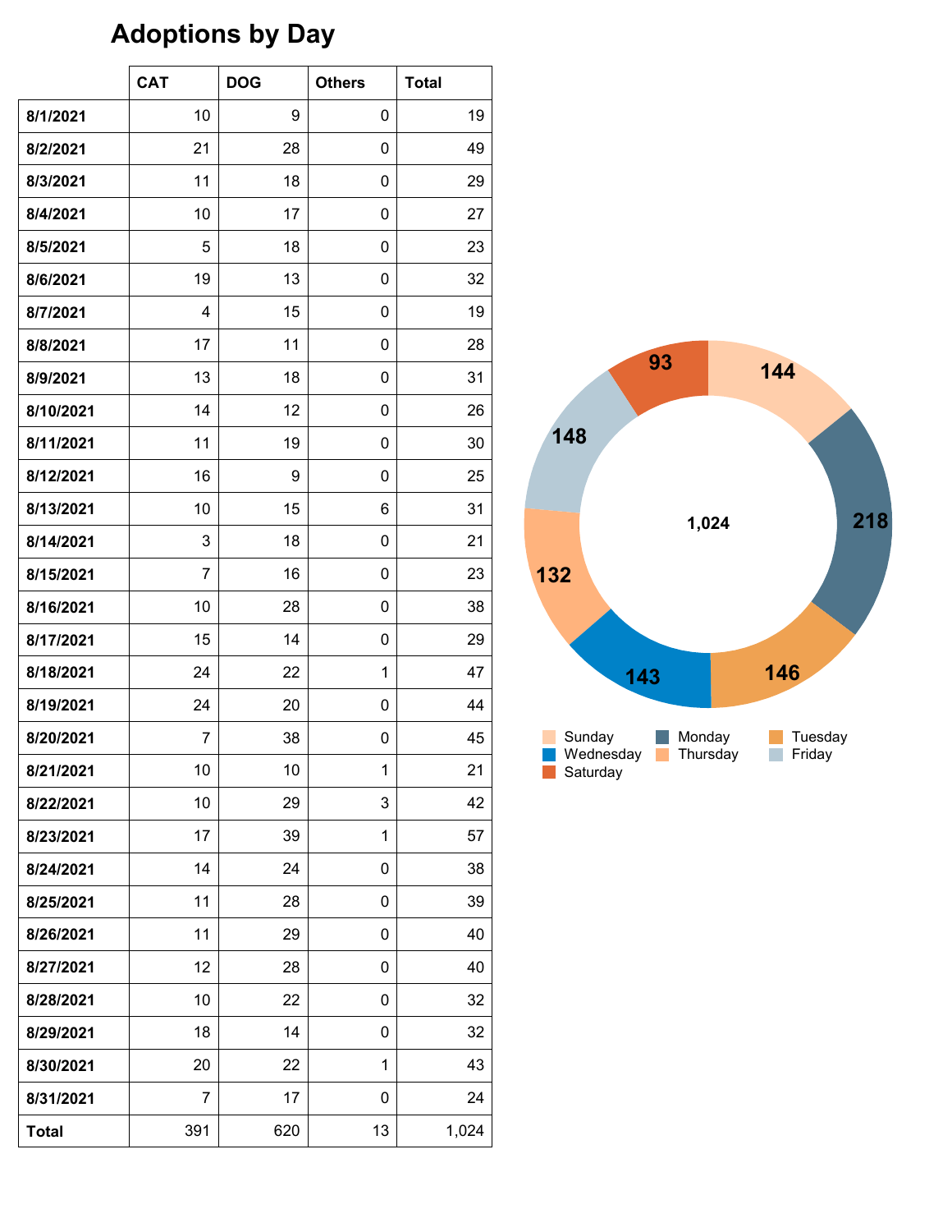# Adoptions by Day

| | CAT | DOG | Others | Total |
|---|---|---|---|---|
| **8/1/2021** | 10 | 9 | 0 | 19 |
| **8/2/2021** | 21 | 28 | 0 | 49 |
| **8/3/2021** | 11 | 18 | 0 | 29 |
| **8/4/2021** | 10 | 17 | 0 | 27 |
| **8/5/2021** | 5 | 18 | 0 | 23 |
| **8/6/2021** | 19 | 13 | 0 | 32 |
| **8/7/2021** | 4 | 15 | 0 | 19 |
| **8/8/2021** | 17 | 11 | 0 | 28 |
| **8/9/2021** | 13 | 18 | 0 | 31 |
| **8/10/2021** | 14 | 12 | 0 | 26 |
| **8/11/2021** | 11 | 19 | 0 | 30 |
| **8/12/2021** | 16 | 9 | 0 | 25 |
| **8/13/2021** | 10 | 15 | 6 | 31 |
| **8/14/2021** | 3 | 18 | 0 | 21 |
| **8/15/2021** | 7 | 16 | 0 | 23 |
| **8/16/2021** | 10 | 28 | 0 | 38 |
| **8/17/2021** | 15 | 14 | 0 | 29 |
| **8/18/2021** | 24 | 22 | 1 | 47 |
| **8/19/2021** | 24 | 20 | 0 | 44 |
| **8/20/2021** | 7 | 38 | 0 | 45 |
| **8/21/2021** | 10 | 10 | 1 | 21 |
| **8/22/2021** | 10 | 29 | 3 | 42 |
| **8/23/2021** | 17 | 39 | 1 | 57 |
| **8/24/2021** | 14 | 24 | 0 | 38 |
| **8/25/2021** | 11 | 28 | 0 | 39 |
| **8/26/2021** | 11 | 29 | 0 | 40 |
| **8/27/2021** | 12 | 28 | 0 | 40 |
| **8/28/2021** | 10 | 22 | 0 | 32 |
| **8/29/2021** | 18 | 14 | 0 | 32 |
| **8/30/2021** | 20 | 22 | 1 | 43 |
| **8/31/2021** | 7 | 17 | 0 | 24 |
| **Total** | 391 | 620 | 13 | 1,024 |

| Day | Adoptions |
|---|---|
| Sunday | 144 |
| Monday | 218 |
| Tuesday | 146 |
| Wednesday | 143 |
| Thursday | 132 |
| Friday | 148 |
| Saturday | 93 |
| Total | 1,024 |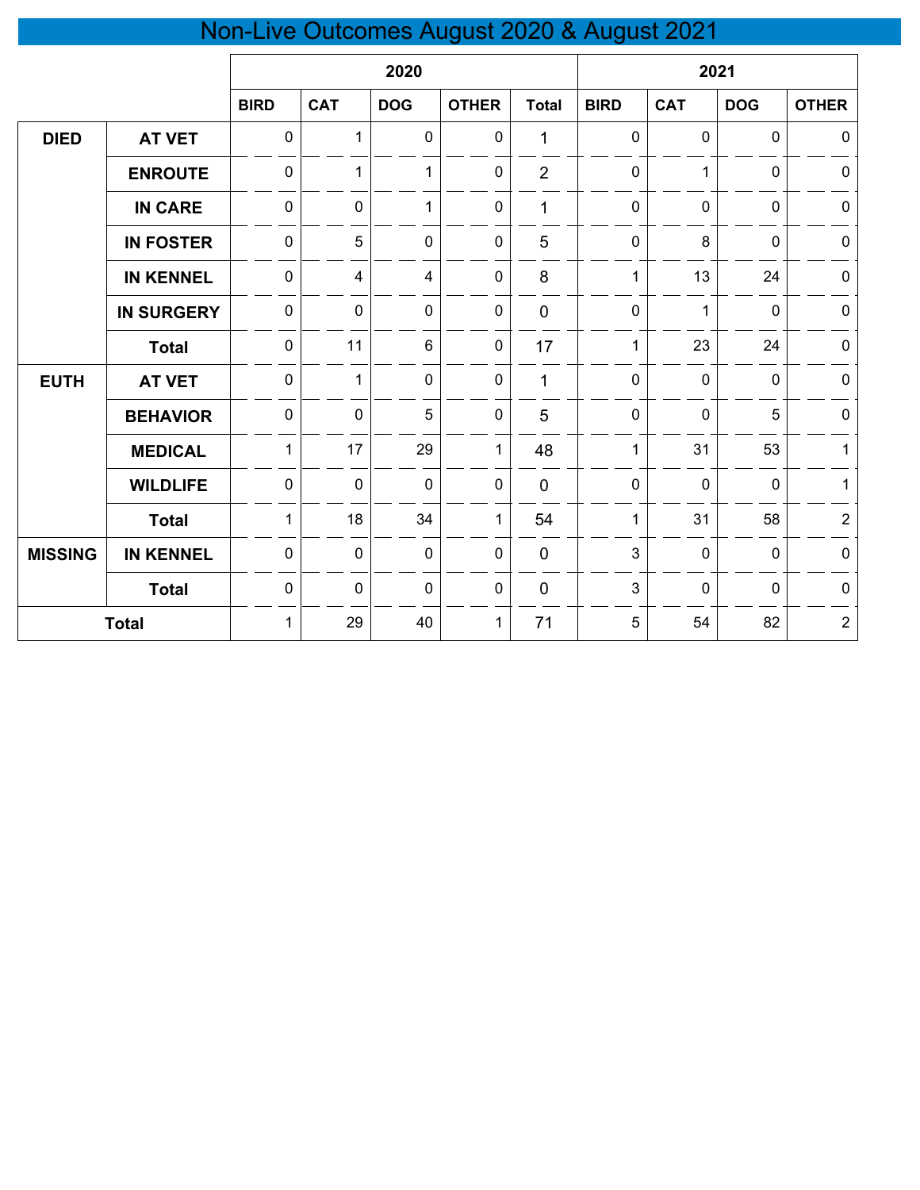# Non-Live Outcomes August 2020 & August 2021

| | | 2020 | | | | | 2021 | | | |
|---|---|---|---|---|---|---|---|---|---|---|
| | | BIRD | CAT | DOG | OTHER | Total | BIRD | CAT | DOG | OTHER |
| DIED | AT VET | 0 | 1 | 0 | 0 | 1 | 0 | 0 | 0 | 0 |
| | ENROUTE | 0 | 1 | 1 | 0 | 2 | 0 | 1 | 0 | 0 |
| | IN CARE | 0 | 0 | 1 | 0 | 1 | 0 | 0 | 0 | 0 |
| | IN FOSTER | 0 | 5 | 0 | 0 | 5 | 0 | 8 | 0 | 0 |
| | IN KENNEL | 0 | 4 | 4 | 0 | 8 | 1 | 13 | 24 | 0 |
| | IN SURGERY | 0 | 0 | 0 | 0 | 0 | 0 | 1 | 0 | 0 |
| | Total | 0 | 11 | 6 | 0 | 17 | 1 | 23 | 24 | 0 |
| EUTH | AT VET | 0 | 1 | 0 | 0 | 1 | 0 | 0 | 0 | 0 |
| | BEHAVIOR | 0 | 0 | 5 | 0 | 5 | 0 | 0 | 5 | 0 |
| | MEDICAL | 1 | 17 | 29 | 1 | 48 | 1 | 31 | 53 | 1 |
| | WILDLIFE | 0 | 0 | 0 | 0 | 0 | 0 | 0 | 0 | 1 |
| | Total | 1 | 18 | 34 | 1 | 54 | 1 | 31 | 58 | 2 |
| MISSING | IN KENNEL | 0 | 0 | 0 | 0 | 0 | 3 | 0 | 0 | 0 |
| | Total | 0 | 0 | 0 | 0 | 0 | 3 | 0 | 0 | 0 |
| Total | | 1 | 29 | 40 | 1 | 71 | 5 | 54 | 82 | 2 |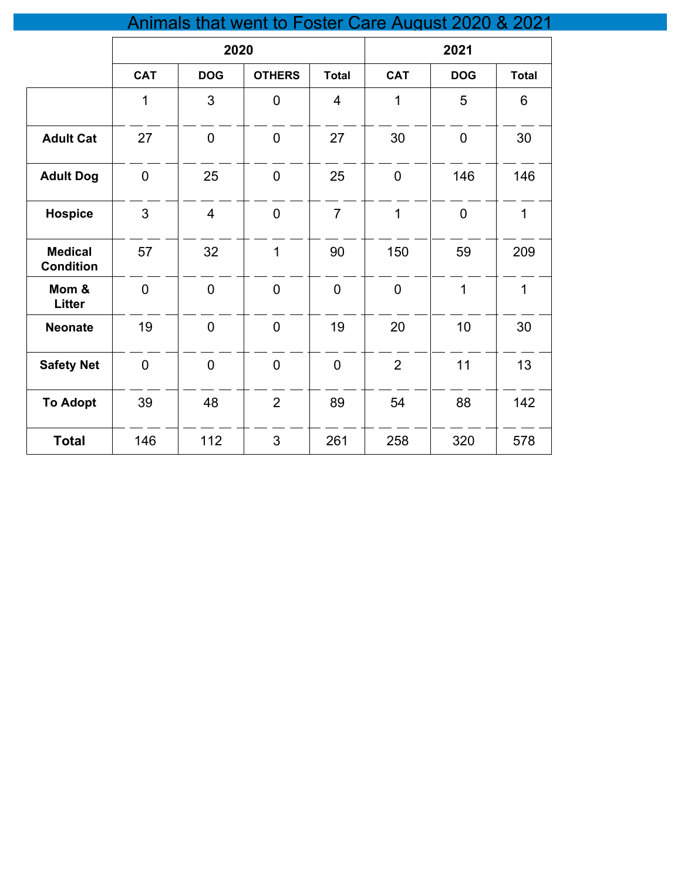# Animals that went to Foster Care August 2020 & 2021

| | 2020 | | | | 2021 | | |
|---|---|---|---|---|---|---|---|
| | CAT | DOG | OTHERS | Total | CAT | DOG | Total |
| | 1 | 3 | 0 | 4 | 1 | 5 | 6 |
| **Adult Cat** | 27 | 0 | 0 | 27 | 30 | 0 | 30 |
| **Adult Dog** | 0 | 25 | 0 | 25 | 0 | 146 | 146 |
| **Hospice** | 3 | 4 | 0 | 7 | 1 | 0 | 1 |
| **Medical Condition** | 57 | 32 | 1 | 90 | 150 | 59 | 209 |
| **Mom & Litter** | 0 | 0 | 0 | 0 | 0 | 1 | 1 |
| **Neonate** | 19 | 0 | 0 | 19 | 20 | 10 | 30 |
| **Safety Net** | 0 | 0 | 0 | 0 | 2 | 11 | 13 |
| **To Adopt** | 39 | 48 | 2 | 89 | 54 | 88 | 142 |
| **Total** | 146 | 112 | 3 | 261 | 258 | 320 | 578 |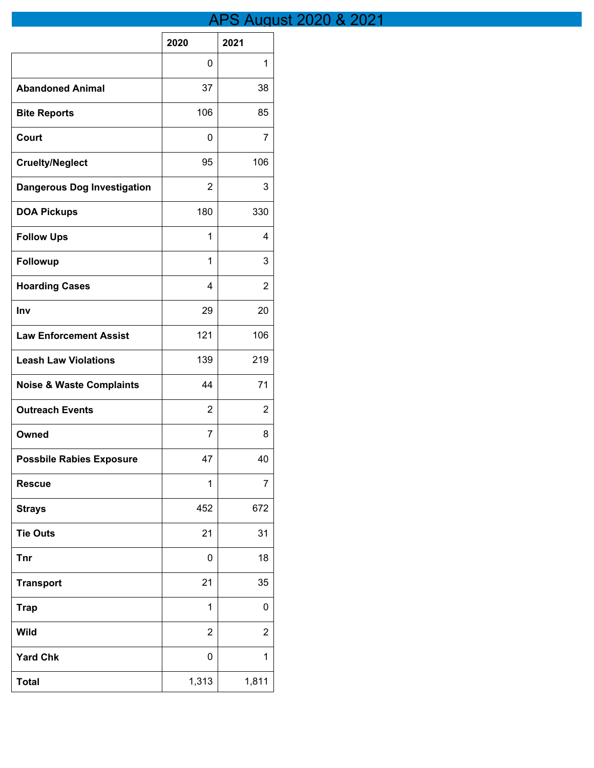# APS August 2020 & 2021

| | 2020 | 2021 |
|---|---|---|
| | 0 | 1 |
| **Abandoned Animal** | 37 | 38 |
| **Bite Reports** | 106 | 85 |
| **Court** | 0 | 7 |
| **Cruelty/Neglect** | 95 | 106 |
| **Dangerous Dog Investigation** | 2 | 3 |
| **DOA Pickups** | 180 | 330 |
| **Follow Ups** | 1 | 4 |
| **Followup** | 1 | 3 |
| **Hoarding Cases** | 4 | 2 |
| **Inv** | 29 | 20 |
| **Law Enforcement Assist** | 121 | 106 |
| **Leash Law Violations** | 139 | 219 |
| **Noise & Waste Complaints** | 44 | 71 |
| **Outreach Events** | 2 | 2 |
| **Owned** | 7 | 8 |
| **Possbile Rabies Exposure** | 47 | 40 |
| **Rescue** | 1 | 7 |
| **Strays** | 452 | 672 |
| **Tie Outs** | 21 | 31 |
| **Tnr** | 0 | 18 |
| **Transport** | 21 | 35 |
| **Trap** | 1 | 0 |
| **Wild** | 2 | 2 |
| **Yard Chk** | 0 | 1 |
| **Total** | 1,313 | 1,811 |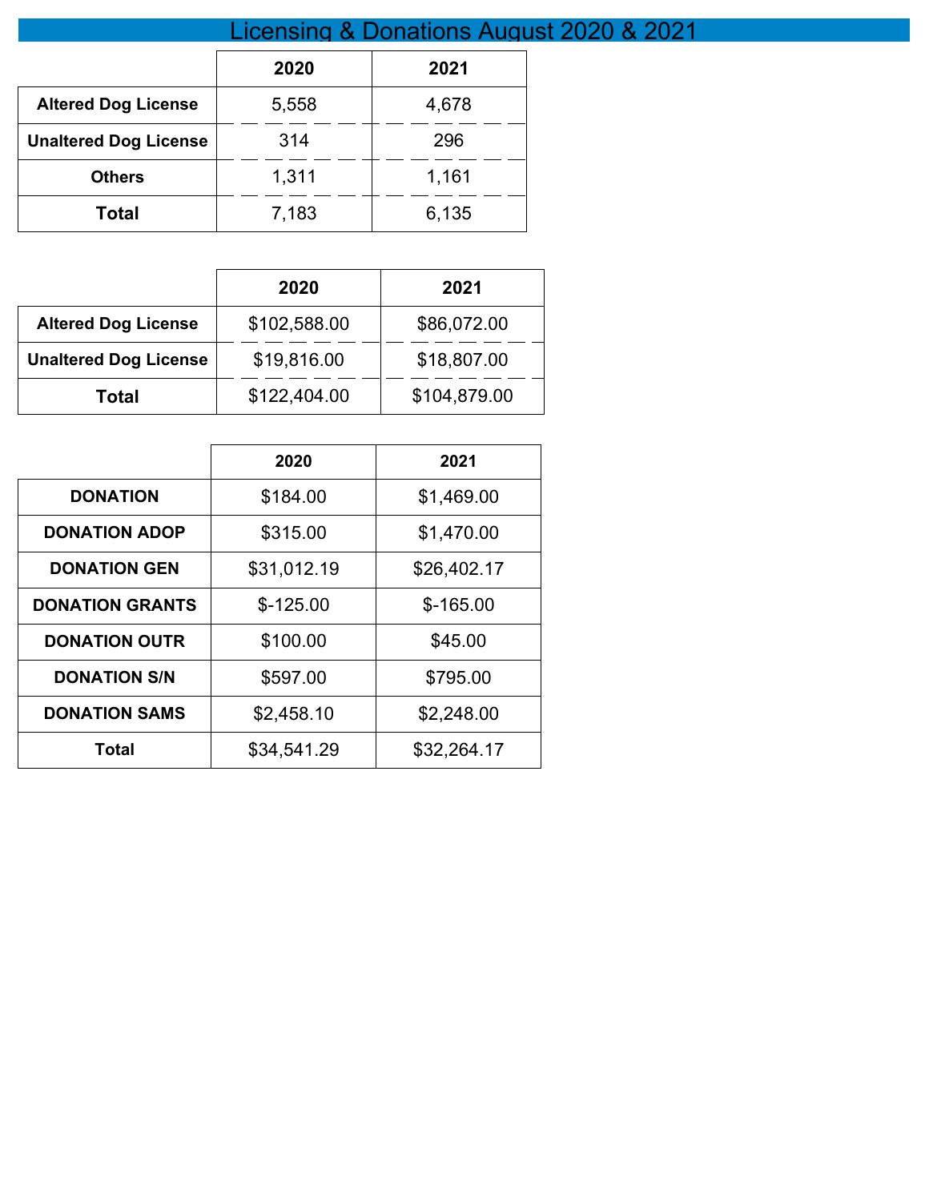# Licensing & Donations August 2020 & 2021

| | 2020 | 2021 |
|---|---|---|
| **Altered Dog License** | 5,558 | 4,678 |
| **Unaltered Dog License** | 314 | 296 |
| **Others** | 1,311 | 1,161 |
| **Total** | 7,183 | 6,135 |

| | 2020 | 2021 |
|---|---|---|
| **Altered Dog License** | $102,588.00 | $86,072.00 |
| **Unaltered Dog License** | $19,816.00 | $18,807.00 |
| **Total** | $122,404.00 | $104,879.00 |

| | 2020 | 2021 |
|---|---|---|
| **DONATION** | $184.00 | $1,469.00 |
| **DONATION ADOP** | $315.00 | $1,470.00 |
| **DONATION GEN** | $31,012.19 | $26,402.17 |
| **DONATION GRANTS** | $-125.00 | $-165.00 |
| **DONATION OUTR** | $100.00 | $45.00 |
| **DONATION S/N** | $597.00 | $795.00 |
| **DONATION SAMS** | $2,458.10 | $2,248.00 |
| **Total** | $34,541.29 | $32,264.17 |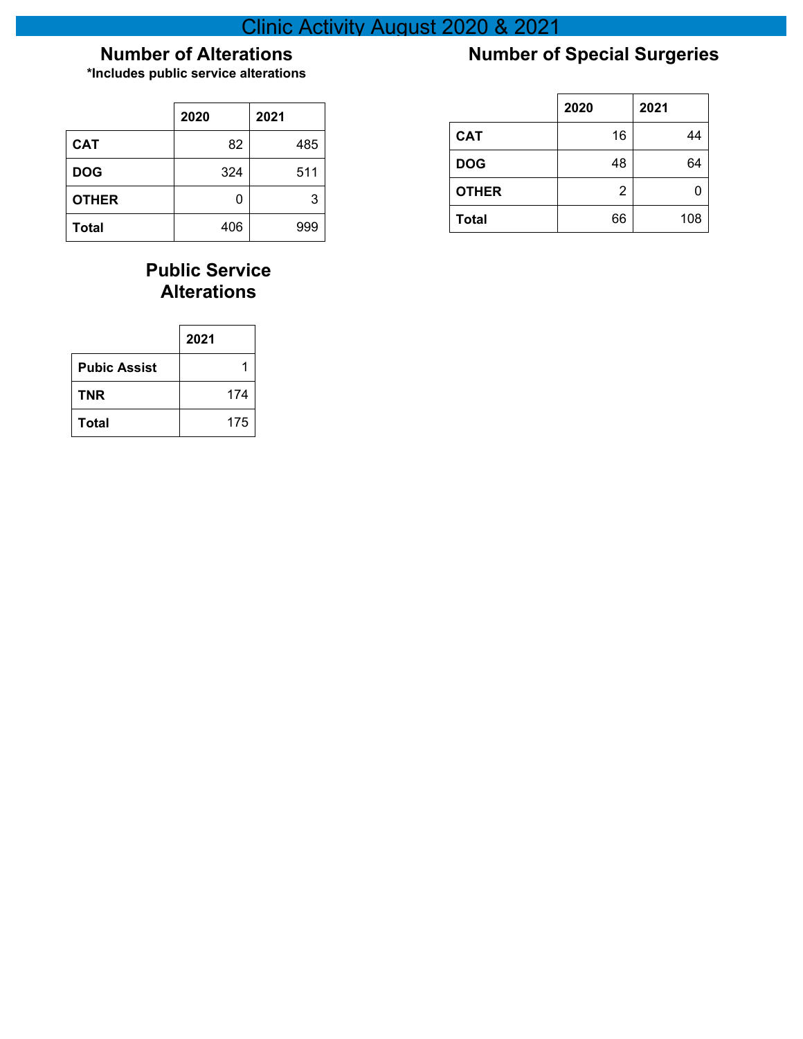# Clinic Activity August 2020 & 2021

## Number of Alterations

***Includes public service alterations**

| | 2020 | 2021 |
|---|---|---|
| **CAT** | 82 | 485 |
| **DOG** | 324 | 511 |
| **OTHER** | 0 | 3 |
| **Total** | 406 | 999 |

## Public Service Alterations

| | 2021 |
|---|---|
| **Pubic Assist** | 1 |
| **TNR** | 174 |
| **Total** | 175 |

## Number of Special Surgeries

| | 2020 | 2021 |
|---|---|---|
| **CAT** | 16 | 44 |
| **DOG** | 48 | 64 |
| **OTHER** | 2 | 0 |
| **Total** | 66 | 108 |